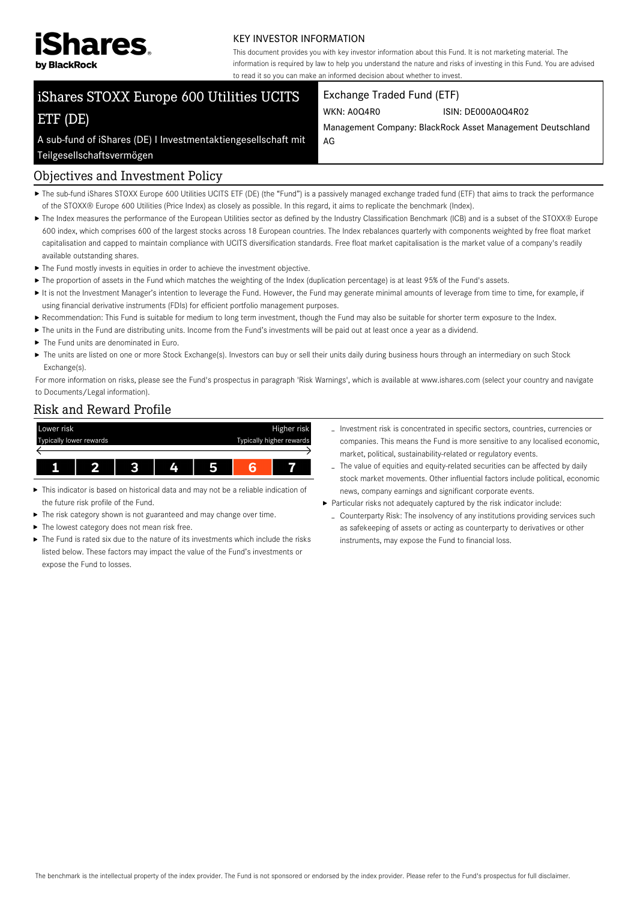iShares by BlackRock

KEY INVESTOR INFORMATION

This document provides you with key investor information about this Fund. It is not marketing material. The information is required by law to help you understand the nature and risks of investing in this Fund. You are advised to read it so you can make an informed decision about whether to invest.

# iShares STOXX Europe 600 Utilities UCITS ETF (DE)

A sub-fund of iShares (DE) I Investmentaktiengesellschaft mit Teilgesellschaftsvermögen

Exchange Traded Fund (ETF)

WKN: A0Q4R0 ISIN: DE000A0Q4R02

Management Company: BlackRock Asset Management Deutschland AG

## Objectives and Investment Policy

- The sub-fund iShares STOXX Europe 600 Utilities UCITS ETF (DE) (the "Fund") is a passively managed exchange traded fund (ETF) that aims to track the performance of the STOXX® Europe 600 Utilities (Price Index) as closely as possible. In this regard, it aims to replicate the benchmark (Index).
- The Index measures the performance of the European Utilities sector as defined by the Industry Classification Benchmark (ICB) and is a subset of the STOXX® Europe 600 index, which comprises 600 of the largest stocks across 18 European countries. The Index rebalances quarterly with components weighted by free float market capitalisation and capped to maintain compliance with UCITS diversification standards. Free float market capitalisation is the market value of a company's readily available outstanding shares.
- The Fund mostly invests in equities in order to achieve the investment objective.
- The proportion of assets in the Fund which matches the weighting of the Index (duplication percentage) is at least 95% of the Fund's assets.
- It is not the Investment Manager's intention to leverage the Fund. However, the Fund may generate minimal amounts of leverage from time to time, for example, if using financial derivative instruments (FDIs) for efficient portfolio management purposes.
- Recommendation: This Fund is suitable for medium to long term investment, though the Fund may also be suitable for shorter term exposure to the Index.
- The units in the Fund are distributing units. Income from the Fund's investments will be paid out at least once a year as a dividend.
- The Fund units are denominated in Euro.
- The units are listed on one or more Stock Exchange(s). Investors can buy or sell their units daily during business hours through an intermediary on such Stock Exchange(s).

For more information on risks, please see the Fund's prospectus in paragraph 'Risk Warnings', which is available at www.ishares.com (select your country and navigate to Documents/Legal information).

## Risk and Reward Profile

| Lower risk<br>Typically lower rewards | | | | | | Higher risk<br>Typically higher rewards |
|---|---|---|---|---|---|---|
| 1 | 2 | 3 | 4 | 5 | **6** | 7 |

- This indicator is based on historical data and may not be a reliable indication of the future risk profile of the Fund.
- The risk category shown is not guaranteed and may change over time.
- The lowest category does not mean risk free.
- The Fund is rated six due to the nature of its investments which include the risks listed below. These factors may impact the value of the Fund's investments or expose the Fund to losses.
  - Investment risk is concentrated in specific sectors, countries, currencies or companies. This means the Fund is more sensitive to any localised economic, market, political, sustainability-related or regulatory events.
  - The value of equities and equity-related securities can be affected by daily stock market movements. Other influential factors include political, economic news, company earnings and significant corporate events.
- Particular risks not adequately captured by the risk indicator include:
  - Counterparty Risk: The insolvency of any institutions providing services such as safekeeping of assets or acting as counterparty to derivatives or other instruments, may expose the Fund to financial loss.

The benchmark is the intellectual property of the index provider. The Fund is not sponsored or endorsed by the index provider. Please refer to the Fund's prospectus for full disclaimer.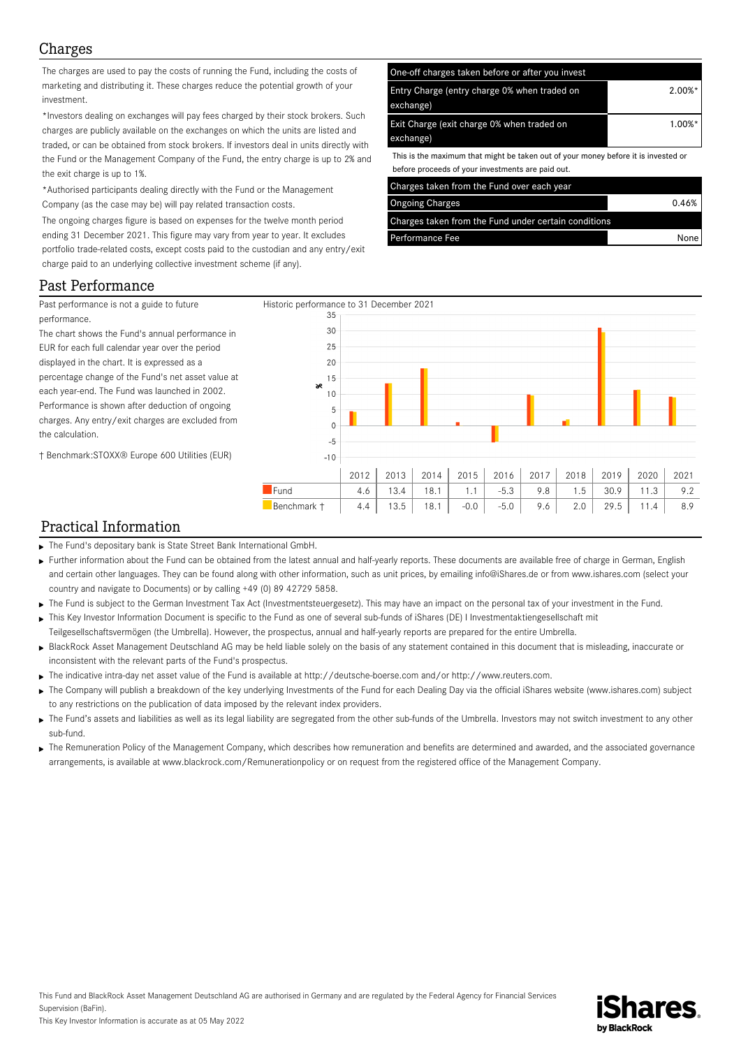## Charges

The charges are used to pay the costs of running the Fund, including the costs of marketing and distributing it. These charges reduce the potential growth of your investment.

*Investors dealing on exchanges will pay fees charged by their stock brokers. Such charges are publicly available on the exchanges on which the units are listed and traded, or can be obtained from stock brokers. If investors deal in units directly with the Fund or the Management Company of the Fund, the entry charge is up to 2% and the exit charge is up to 1%.

*Authorised participants dealing directly with the Fund or the Management Company (as the case may be) will pay related transaction costs.

The ongoing charges figure is based on expenses for the twelve month period ending 31 December 2021. This figure may vary from year to year. It excludes portfolio trade-related costs, except costs paid to the custodian and any entry/exit charge paid to an underlying collective investment scheme (if any).

| One-off charges taken before or after you invest | |
|---|---|
| Entry Charge (entry charge 0% when traded on exchange) | 2.00%* |
| Exit Charge (exit charge 0% when traded on exchange) | 1.00%* |

This is the maximum that might be taken out of your money before it is invested or before proceeds of your investments are paid out.

| Charges taken from the Fund over each year | |
|---|---|
| Ongoing Charges | 0.46% |
| **Charges taken from the Fund under certain conditions** | |
| Performance Fee | None |

## Past Performance

Past performance is not a guide to future performance.

The chart shows the Fund's annual performance in EUR for each full calendar year over the period displayed in the chart. It is expressed as a percentage change of the Fund's net asset value at each year-end. The Fund was launched in 2002. Performance is shown after deduction of ongoing charges. Any entry/exit charges are excluded from the calculation.

† Benchmark:STOXX® Europe 600 Utilities (EUR)

Historic performance to 31 December 2021

%

35
30
25
20
15
10
5
0
-5
-10

| | 2012 | 2013 | 2014 | 2015 | 2016 | 2017 | 2018 | 2019 | 2020 | 2021 |
|---|---|---|---|---|---|---|---|---|---|---|
| Fund | 4.6 | 13.4 | 18.1 | 1.1 | -5.3 | 9.8 | 1.5 | 30.9 | 11.3 | 9.2 |
| Benchmark † | 4.4 | 13.5 | 18.1 | -0.0 | -5.0 | 9.6 | 2.0 | 29.5 | 11.4 | 8.9 |

## Practical Information

- The Fund's depositary bank is State Street Bank International GmbH.
- Further information about the Fund can be obtained from the latest annual and half-yearly reports. These documents are available free of charge in German, English and certain other languages. They can be found along with other information, such as unit prices, by emailing info@iShares.de or from www.ishares.com (select your country and navigate to Documents) or by calling +49 (0) 89 42729 5858.
- The Fund is subject to the German Investment Tax Act (Investmentsteuergesetz). This may have an impact on the personal tax of your investment in the Fund.
- This Key Investor Information Document is specific to the Fund as one of several sub-funds of iShares (DE) I Investmentaktiengesellschaft mit Teilgesellschaftsvermögen (the Umbrella). However, the prospectus, annual and half-yearly reports are prepared for the entire Umbrella.
- BlackRock Asset Management Deutschland AG may be held liable solely on the basis of any statement contained in this document that is misleading, inaccurate or inconsistent with the relevant parts of the Fund's prospectus.
- The indicative intra-day net asset value of the Fund is available at http://deutsche-boerse.com and/or http://www.reuters.com.
- The Company will publish a breakdown of the key underlying Investments of the Fund for each Dealing Day via the official iShares website (www.ishares.com) subject to any restrictions on the publication of data imposed by the relevant index providers.
- The Fund's assets and liabilities as well as its legal liability are segregated from the other sub-funds of the Umbrella. Investors may not switch investment to any other sub-fund.
- The Remuneration Policy of the Management Company, which describes how remuneration and benefits are determined and awarded, and the associated governance arrangements, is available at www.blackrock.com/Remunerationpolicy or on request from the registered office of the Management Company.

This Fund and BlackRock Asset Management Deutschland AG are authorised in Germany and are regulated by the Federal Agency for Financial Services Supervision (BaFin).

This Key Investor Information is accurate as at 05 May 2022